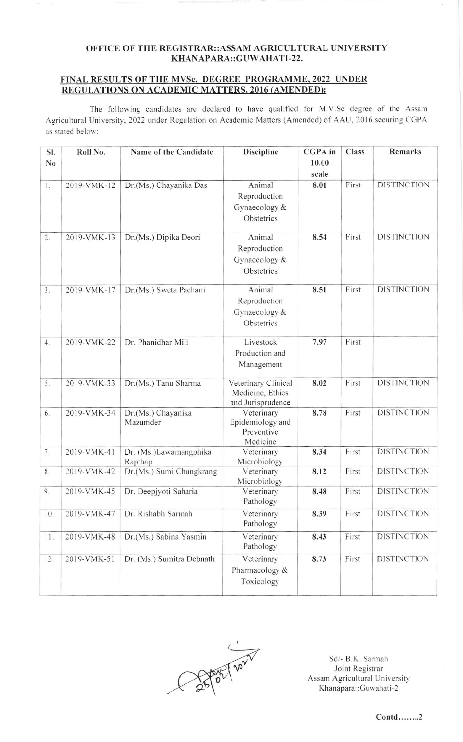**OFFICE OF THE REGISTRAR::ASSAM AGRICULTURAL UNIVERSITY KHANAPARA::GUWAHATI-22.**

**FINAL RESULTS OF THE MVSc, DEGREE PROGRAMME, 2022 UNDER REGULATIONS ON ACADEMIC MATTERS, 2016 (AMENDED):**

The following candidates are declared to have qualified for M.V.Sc degree of the Assam Agricultural University, 2022 under Regulation on Academic Matters (Amended) of AAU, 2016 securing CGPA as stated below:

| Sl. No | Roll No. | Name of the Candidate | Discipline | CGPA in 10.00 scale | Class | Remarks |
|---|---|---|---|---|---|---|
| 1. | 2019-VMK-12 | Dr.(Ms.) Chayanika Das | Animal Reproduction Gynaecology & Obstetrics | **8.01** | First | DISTINCTION |
| 2. | 2019-VMK-13 | Dr.(Ms.) Dipika Deori | Animal Reproduction Gynaecology & Obstetrics | **8.54** | First | DISTINCTION |
| 3. | 2019-VMK-17 | Dr.(Ms.) Sweta Pachani | Animal Reproduction Gynaecology & Obstetrics | **8.51** | First | DISTINCTION |
| 4. | 2019-VMK-22 | Dr. Phanidhar Mili | Livestock Production and Management | **7.97** | First | |
| 5. | 2019-VMK-33 | Dr.(Ms.) Tanu Sharma | Veterinary Clinical Medicine, Ethics and Jurisprudence | **8.02** | First | DISTINCTION |
| 6. | 2019-VMK-34 | Dr.(Ms.) Chayanika Mazumder | Veterinary Epidemiology and Preventive Medicine | **8.78** | First | DISTINCTION |
| 7. | 2019-VMK-41 | Dr. (Ms.)Lawamangphika Rapthap | Veterinary Microbiology | **8.34** | First | DISTINCTION |
| 8. | 2019-VMK-42 | Dr.(Ms.) Sumi Chungkrang | Veterinary Microbiology | **8.12** | First | DISTINCTION |
| 9. | 2019-VMK-45 | Dr. Deepjyoti Saharia | Veterinary Pathology | **8.48** | First | DISTINCTION |
| 10. | 2019-VMK-47 | Dr. Rishabh Sarmah | Veterinary Pathology | **8.39** | First | DISTINCTION |
| 11. | 2019-VMK-48 | Dr.(Ms.) Sabina Yasmin | Veterinary Pathology | **8.43** | First | DISTINCTION |
| 12. | 2019-VMK-51 | Dr. (Ms.) Sumitra Debnath | Veterinary Pharmacology & Toxicology | **8.73** | First | DISTINCTION |

Sd/- B.K. Sarmah
Joint Registrar
Assam Agricultural University
Khanapara::Guwahati-2

**Contd........2**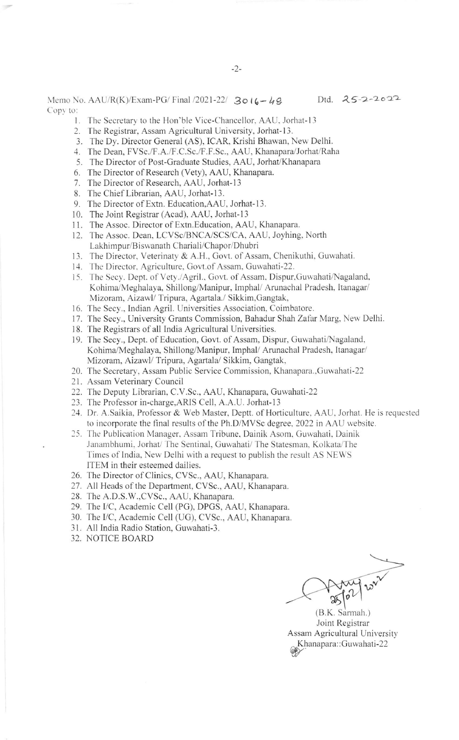Memo No. AAU/R(K)/Exam-PG/ Final /2021-22/ 3016-48 Dtd. 25-2-2022

Copy to:

1. The Secretary to the Hon'ble Vice-Chancellor, AAU, Jorhat-13
2. The Registrar, Assam Agricultural University, Jorhat-13.
3. The Dy. Director General (AS), ICAR, Krishi Bhawan, New Delhi.
4. The Dean, FVSc./F.A./F.C.Sc./F.F.Sc., AAU, Khanapara/Jorhat/Raha
5. The Director of Post-Graduate Studies, AAU, Jorhat/Khanapara
6. The Director of Research (Vety), AAU, Khanapara.
7. The Director of Research, AAU, Jorhat-13
8. The Chief Librarian, AAU, Jorhat-13.
9. The Director of Extn. Education,AAU, Jorhat-13.
10. The Joint Registrar (Acad), AAU, Jorhat-13
11. The Assoc. Director of Extn.Education, AAU, Khanapara.
12. The Assoc. Dean, LCVSc/BNCA/SCS/CA, AAU, Joyhing, North Lakhimpur/Biswanath Chariali/Chapor/Dhubri
13. The Director, Veterinaty & A.H., Govt. of Assam, Chenikuthi, Guwahati.
14. The Director, Agriculture, Govt.of Assam, Guwahati-22.
15. The Secy. Dept. of Vety./Agril., Govt. of Assam, Dispur,Guwahati/Nagaland, Kohima/Meghalaya, Shillong/Manipur, Imphal/ Arunachal Pradesh, Itanagar/ Mizoram, Aizawl/ Tripura, Agartala./ Sikkim,Gangtak,
16. The Secy., Indian Agril. Universities Association, Coimbatore.
17. The Secy., University Grants Commission, Bahadur Shah Zafar Marg, New Delhi.
18. The Registrars of all India Agricultural Universities.
19. The Secy., Dept. of Education, Govt. of Assam, Dispur, Guwahati/Nagaland, Kohima/Meghalaya, Shillong/Manipur, Imphal/ Arunachal Pradesh, Itanagar/ Mizoram, Aizawl/ Tripura, Agartala/ Sikkim, Gangtak,
20. The Secretary, Assam Public Service Commission, Khanapara.,Guwahati-22
21. Assam Veterinary Council
22. The Deputy Librarian, C.V.Sc., AAU, Khanapara, Guwahati-22
23. The Professor in-charge,ARIS Cell, A.A.U. Jorhat-13
24. Dr. A.Saikia, Professor & Web Master, Deptt. of Horticulture, AAU, Jorhat. He is requested to incorporate the final results of the Ph.D/MVSc degree, 2022 in AAU website.
25. The Publication Manager, Assam Tribune, Dainik Asom, Guwahati, Dainik Janambhumi, Jorhat/ The Sentinal, Guwahati/ The Statesman, Kolkata/The Times of India, New Delhi with a request to publish the result AS NEWS ITEM in their esteemed dailies.
26. The Director of Clinics, CVSc., AAU, Khanapara.
27. All Heads of the Department, CVSc., AAU, Khanapara.
28. The A.D.S.W.,CVSc., AAU, Khanapara.
29. The I/C, Academic Cell (PG), DPGS, AAU, Khanapara.
30. The I/C, Academic Cell (UG), CVSc., AAU, Khanapara.
31. All India Radio Station, Guwahati-3.
32. NOTICE BOARD

25/02/2022

(B.K. Sarmah.)
Joint Registrar
Assam Agricultural University
Khanapara::Guwahati-22